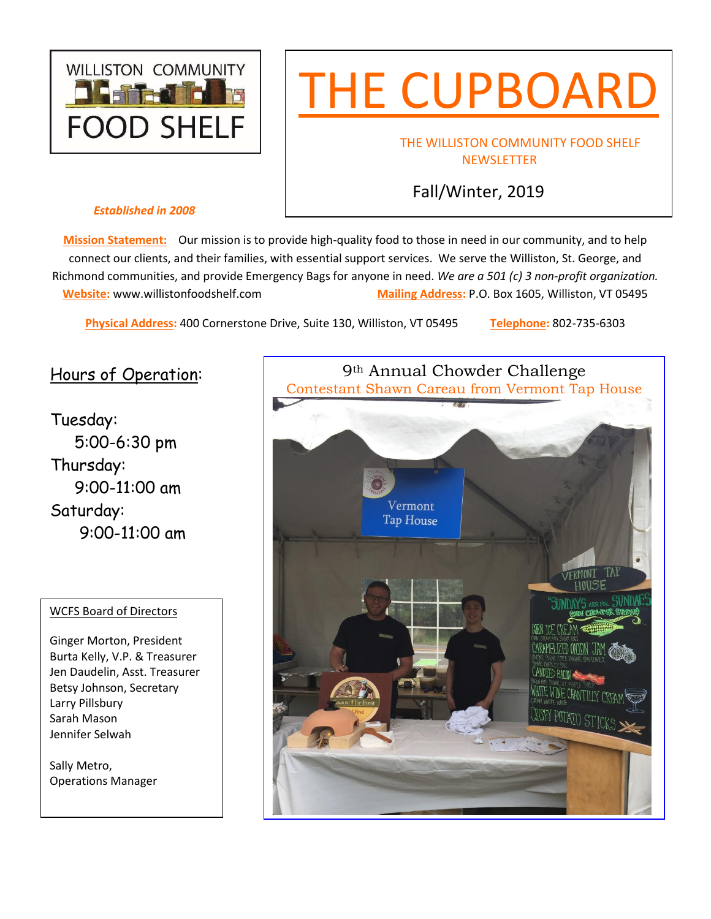WILLISTON COMMUNITY FOOD SHELF

*Established in 2008*

# THE CUPBOARD

THE WILLISTON COMMUNITY FOOD SHELF NEWSLETTER

Fall/Winter, 2019

**Mission Statement:** Our mission is to provide high-quality food to those in need in our community, and to help connect our clients, and their families, with essential support services. We serve the Williston, St. George, and Richmond communities, and provide Emergency Bags for anyone in need. *We are a 501 (c) 3 non-profit organization.*

**Website:** www.willistonfoodshelf.com **Mailing Address:** P.O. Box 1605, Williston, VT 05495

**Physical Address:** 400 Cornerstone Drive, Suite 130, Williston, VT 05495 **Telephone:** 802-735-6303

## Hours of Operation:

Tuesday:
5:00-6:30 pm
Thursday:
9:00-11:00 am
Saturday:
9:00-11:00 am

WCFS Board of Directors

Ginger Morton, President
Burta Kelly, V.P. & Treasurer
Jen Daudelin, Asst. Treasurer
Betsy Johnson, Secretary
Larry Pillsbury
Sarah Mason
Jennifer Selwah

Sally Metro,
Operations Manager

9th Annual Chowder Challenge

Contestant Shawn Careau from Vermont Tap House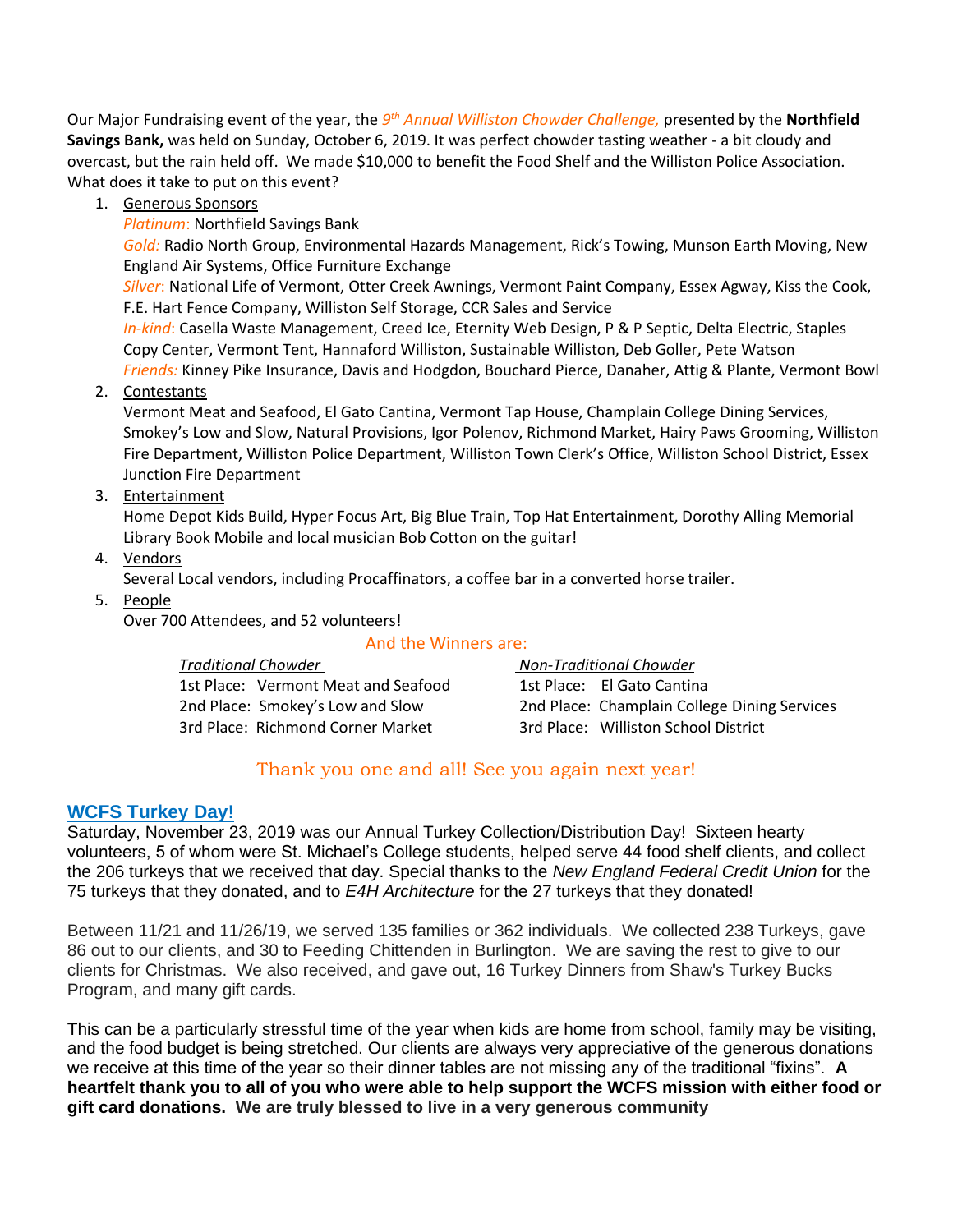Our Major Fundraising event of the year, the *9th Annual Williston Chowder Challenge,* presented by the **Northfield Savings Bank,** was held on Sunday, October 6, 2019. It was perfect chowder tasting weather - a bit cloudy and overcast, but the rain held off. We made $10,000 to benefit the Food Shelf and the Williston Police Association. What does it take to put on this event?

1. Generous Sponsors
   *Platinum*: Northfield Savings Bank
   *Gold:* Radio North Group, Environmental Hazards Management, Rick's Towing, Munson Earth Moving, New England Air Systems, Office Furniture Exchange
   *Silver*: National Life of Vermont, Otter Creek Awnings, Vermont Paint Company, Essex Agway, Kiss the Cook, F.E. Hart Fence Company, Williston Self Storage, CCR Sales and Service
   *In-kind*: Casella Waste Management, Creed Ice, Eternity Web Design, P & P Septic, Delta Electric, Staples Copy Center, Vermont Tent, Hannaford Williston, Sustainable Williston, Deb Goller, Pete Watson
   *Friends:* Kinney Pike Insurance, Davis and Hodgdon, Bouchard Pierce, Danaher, Attig & Plante, Vermont Bowl
2. Contestants
   Vermont Meat and Seafood, El Gato Cantina, Vermont Tap House, Champlain College Dining Services, Smokey's Low and Slow, Natural Provisions, Igor Polenov, Richmond Market, Hairy Paws Grooming, Williston Fire Department, Williston Police Department, Williston Town Clerk's Office, Williston School District, Essex Junction Fire Department
3. Entertainment
   Home Depot Kids Build, Hyper Focus Art, Big Blue Train, Top Hat Entertainment, Dorothy Alling Memorial Library Book Mobile and local musician Bob Cotton on the guitar!
4. Vendors
   Several Local vendors, including Procaffinators, a coffee bar in a converted horse trailer.
5. People
   Over 700 Attendees, and 52 volunteers!

And the Winners are:

| *Traditional Chowder* | *Non-Traditional Chowder* |
|---|---|
| 1st Place: Vermont Meat and Seafood | 1st Place: El Gato Cantina |
| 2nd Place: Smokey's Low and Slow | 2nd Place: Champlain College Dining Services |
| 3rd Place: Richmond Corner Market | 3rd Place: Williston School District |

Thank you one and all! See you again next year!

## WCFS Turkey Day!

Saturday, November 23, 2019 was our Annual Turkey Collection/Distribution Day! Sixteen hearty volunteers, 5 of whom were St. Michael's College students, helped serve 44 food shelf clients, and collect the 206 turkeys that we received that day. Special thanks to the *New England Federal Credit Union* for the 75 turkeys that they donated, and to *E4H Architecture* for the 27 turkeys that they donated!

Between 11/21 and 11/26/19, we served 135 families or 362 individuals. We collected 238 Turkeys, gave 86 out to our clients, and 30 to Feeding Chittenden in Burlington. We are saving the rest to give to our clients for Christmas. We also received, and gave out, 16 Turkey Dinners from Shaw's Turkey Bucks Program, and many gift cards.

This can be a particularly stressful time of the year when kids are home from school, family may be visiting, and the food budget is being stretched. Our clients are always very appreciative of the generous donations we receive at this time of the year so their dinner tables are not missing any of the traditional "fixins". **A heartfelt thank you to all of you who were able to help support the WCFS mission with either food or gift card donations. We are truly blessed to live in a very generous community**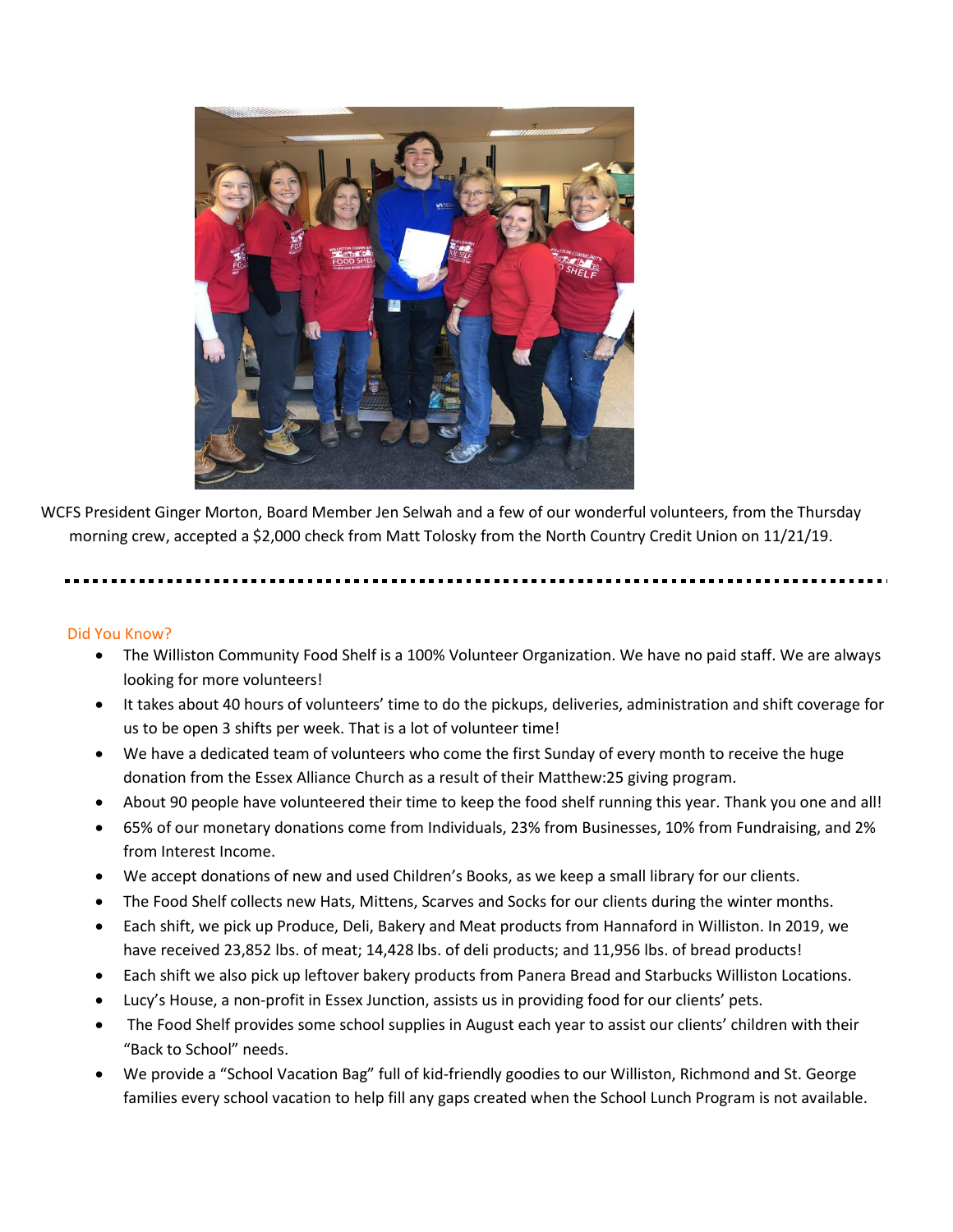WCFS President Ginger Morton, Board Member Jen Selwah and a few of our wonderful volunteers, from the Thursday morning crew, accepted a $2,000 check from Matt Tolosky from the North Country Credit Union on 11/21/19.

---

## Did You Know?

- The Williston Community Food Shelf is a 100% Volunteer Organization. We have no paid staff. We are always looking for more volunteers!
- It takes about 40 hours of volunteers' time to do the pickups, deliveries, administration and shift coverage for us to be open 3 shifts per week. That is a lot of volunteer time!
- We have a dedicated team of volunteers who come the first Sunday of every month to receive the huge donation from the Essex Alliance Church as a result of their Matthew:25 giving program.
- About 90 people have volunteered their time to keep the food shelf running this year. Thank you one and all!
- 65% of our monetary donations come from Individuals, 23% from Businesses, 10% from Fundraising, and 2% from Interest Income.
- We accept donations of new and used Children's Books, as we keep a small library for our clients.
- The Food Shelf collects new Hats, Mittens, Scarves and Socks for our clients during the winter months.
- Each shift, we pick up Produce, Deli, Bakery and Meat products from Hannaford in Williston. In 2019, we have received 23,852 lbs. of meat; 14,428 lbs. of deli products; and 11,956 lbs. of bread products!
- Each shift we also pick up leftover bakery products from Panera Bread and Starbucks Williston Locations.
- Lucy's House, a non-profit in Essex Junction, assists us in providing food for our clients' pets.
- The Food Shelf provides some school supplies in August each year to assist our clients' children with their "Back to School" needs.
- We provide a "School Vacation Bag" full of kid-friendly goodies to our Williston, Richmond and St. George families every school vacation to help fill any gaps created when the School Lunch Program is not available.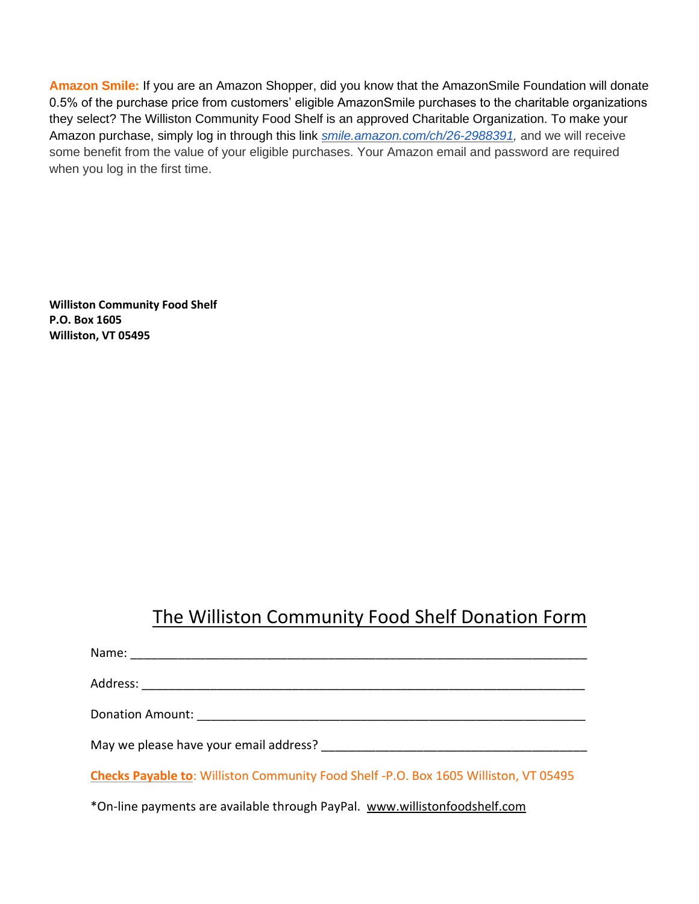**Amazon Smile:** If you are an Amazon Shopper, did you know that the AmazonSmile Foundation will donate 0.5% of the purchase price from customers' eligible AmazonSmile purchases to the charitable organizations they select? The Williston Community Food Shelf is an approved Charitable Organization. To make your Amazon purchase, simply log in through this link *smile.amazon.com/ch/26-2988391,* and we will receive some benefit from the value of your eligible purchases. Your Amazon email and password are required when you log in the first time.

**Williston Community Food Shelf**
**P.O. Box 1605**
**Williston, VT 05495**

## The Williston Community Food Shelf Donation Form

Name: ___________________________________________________________________

Address: _________________________________________________________________

Donation Amount: __________________________________________________________

May we please have your email address? ____________________________________

**Checks Payable to**: Williston Community Food Shelf -P.O. Box 1605 Williston, VT 05495

*On-line payments are available through PayPal. www.willistonfoodshelf.com